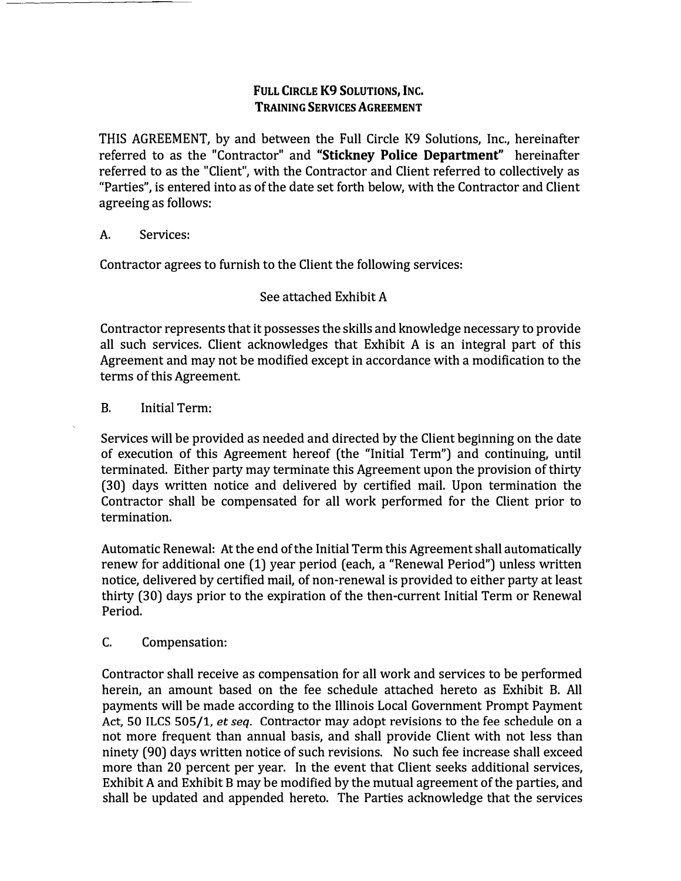# FULL CIRCLE K9 SOLUTIONS, INC.
## TRAINING SERVICES AGREEMENT

THIS AGREEMENT, by and between the Full Circle K9 Solutions, Inc., hereinafter referred to as the "Contractor" and **"Stickney Police Department"** hereinafter referred to as the "Client", with the Contractor and Client referred to collectively as "Parties", is entered into as of the date set forth below, with the Contractor and Client agreeing as follows:

A. Services:

Contractor agrees to furnish to the Client the following services:

See attached Exhibit A

Contractor represents that it possesses the skills and knowledge necessary to provide all such services. Client acknowledges that Exhibit A is an integral part of this Agreement and may not be modified except in accordance with a modification to the terms of this Agreement.

B. Initial Term:

Services will be provided as needed and directed by the Client beginning on the date of execution of this Agreement hereof (the "Initial Term") and continuing, until terminated. Either party may terminate this Agreement upon the provision of thirty (30) days written notice and delivered by certified mail. Upon termination the Contractor shall be compensated for all work performed for the Client prior to termination.

Automatic Renewal: At the end of the Initial Term this Agreement shall automatically renew for additional one (1) year period (each, a "Renewal Period") unless written notice, delivered by certified mail, of non-renewal is provided to either party at least thirty (30) days prior to the expiration of the then-current Initial Term or Renewal Period.

C. Compensation:

Contractor shall receive as compensation for all work and services to be performed herein, an amount based on the fee schedule attached hereto as Exhibit B. All payments will be made according to the Illinois Local Government Prompt Payment Act, 50 ILCS 505/1, *et seq.* Contractor may adopt revisions to the fee schedule on a not more frequent than annual basis, and shall provide Client with not less than ninety (90) days written notice of such revisions. No such fee increase shall exceed more than 20 percent per year. In the event that Client seeks additional services, Exhibit A and Exhibit B may be modified by the mutual agreement of the parties, and shall be updated and appended hereto. The Parties acknowledge that the services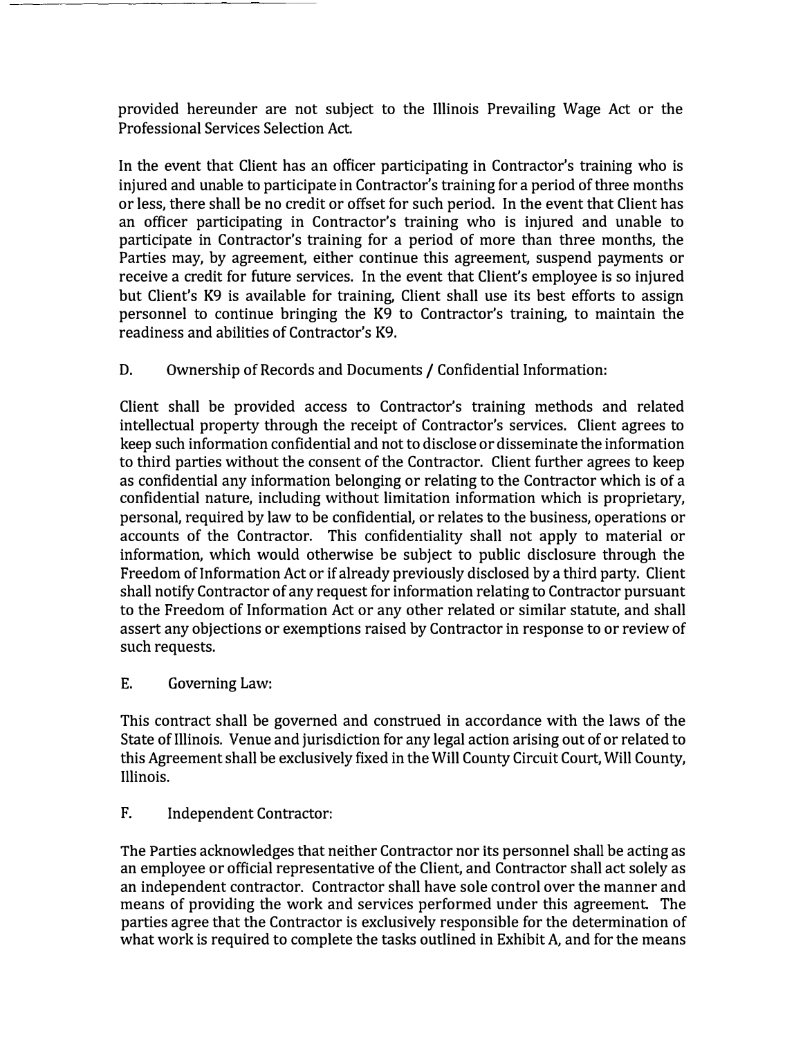provided hereunder are not subject to the Illinois Prevailing Wage Act or the Professional Services Selection Act.

In the event that Client has an officer participating in Contractor's training who is injured and unable to participate in Contractor's training for a period of three months or less, there shall be no credit or offset for such period. In the event that Client has an officer participating in Contractor's training who is injured and unable to participate in Contractor's training for a period of more than three months, the Parties may, by agreement, either continue this agreement, suspend payments or receive a credit for future services. In the event that Client's employee is so injured but Client's K9 is available for training, Client shall use its best efforts to assign personnel to continue bringing the K9 to Contractor's training, to maintain the readiness and abilities of Contractor's K9.

D. Ownership of Records and Documents / Confidential Information:

Client shall be provided access to Contractor's training methods and related intellectual property through the receipt of Contractor's services. Client agrees to keep such information confidential and not to disclose or disseminate the information to third parties without the consent of the Contractor. Client further agrees to keep as confidential any information belonging or relating to the Contractor which is of a confidential nature, including without limitation information which is proprietary, personal, required by law to be confidential, or relates to the business, operations or accounts of the Contractor. This confidentiality shall not apply to material or information, which would otherwise be subject to public disclosure through the Freedom of Information Act or if already previously disclosed by a third party. Client shall notify Contractor of any request for information relating to Contractor pursuant to the Freedom of Information Act or any other related or similar statute, and shall assert any objections or exemptions raised by Contractor in response to or review of such requests.

E. Governing Law:

This contract shall be governed and construed in accordance with the laws of the State of Illinois. Venue and jurisdiction for any legal action arising out of or related to this Agreement shall be exclusively fixed in the Will County Circuit Court, Will County, Illinois.

F. Independent Contractor:

The Parties acknowledges that neither Contractor nor its personnel shall be acting as an employee or official representative of the Client, and Contractor shall act solely as an independent contractor. Contractor shall have sole control over the manner and means of providing the work and services performed under this agreement. The parties agree that the Contractor is exclusively responsible for the determination of what work is required to complete the tasks outlined in Exhibit A, and for the means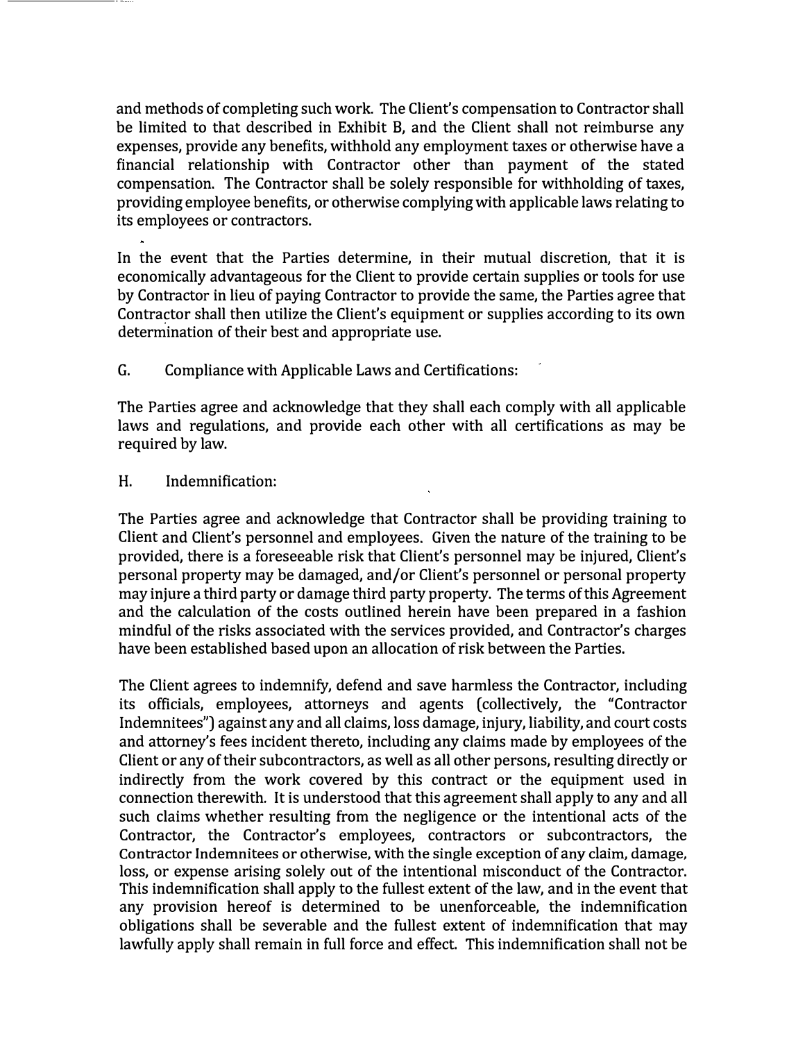and methods of completing such work. The Client's compensation to Contractor shall be limited to that described in Exhibit B, and the Client shall not reimburse any expenses, provide any benefits, withhold any employment taxes or otherwise have a financial relationship with Contractor other than payment of the stated compensation. The Contractor shall be solely responsible for withholding of taxes, providing employee benefits, or otherwise complying with applicable laws relating to its employees or contractors.

In the event that the Parties determine, in their mutual discretion, that it is economically advantageous for the Client to provide certain supplies or tools for use by Contractor in lieu of paying Contractor to provide the same, the Parties agree that Contractor shall then utilize the Client's equipment or supplies according to its own determination of their best and appropriate use.

G. Compliance with Applicable Laws and Certifications:

The Parties agree and acknowledge that they shall each comply with all applicable laws and regulations, and provide each other with all certifications as may be required by law.

H. Indemnification:

The Parties agree and acknowledge that Contractor shall be providing training to Client and Client's personnel and employees. Given the nature of the training to be provided, there is a foreseeable risk that Client's personnel may be injured, Client's personal property may be damaged, and/or Client's personnel or personal property may injure a third party or damage third party property. The terms of this Agreement and the calculation of the costs outlined herein have been prepared in a fashion mindful of the risks associated with the services provided, and Contractor's charges have been established based upon an allocation of risk between the Parties.

The Client agrees to indemnify, defend and save harmless the Contractor, including its officials, employees, attorneys and agents (collectively, the "Contractor Indemnitees") against any and all claims, loss damage, injury, liability, and court costs and attorney's fees incident thereto, including any claims made by employees of the Client or any of their subcontractors, as well as all other persons, resulting directly or indirectly from the work covered by this contract or the equipment used in connection therewith. It is understood that this agreement shall apply to any and all such claims whether resulting from the negligence or the intentional acts of the Contractor, the Contractor's employees, contractors or subcontractors, the Contractor Indemnitees or otherwise, with the single exception of any claim, damage, loss, or expense arising solely out of the intentional misconduct of the Contractor. This indemnification shall apply to the fullest extent of the law, and in the event that any provision hereof is determined to be unenforceable, the indemnification obligations shall be severable and the fullest extent of indemnification that may lawfully apply shall remain in full force and effect. This indemnification shall not be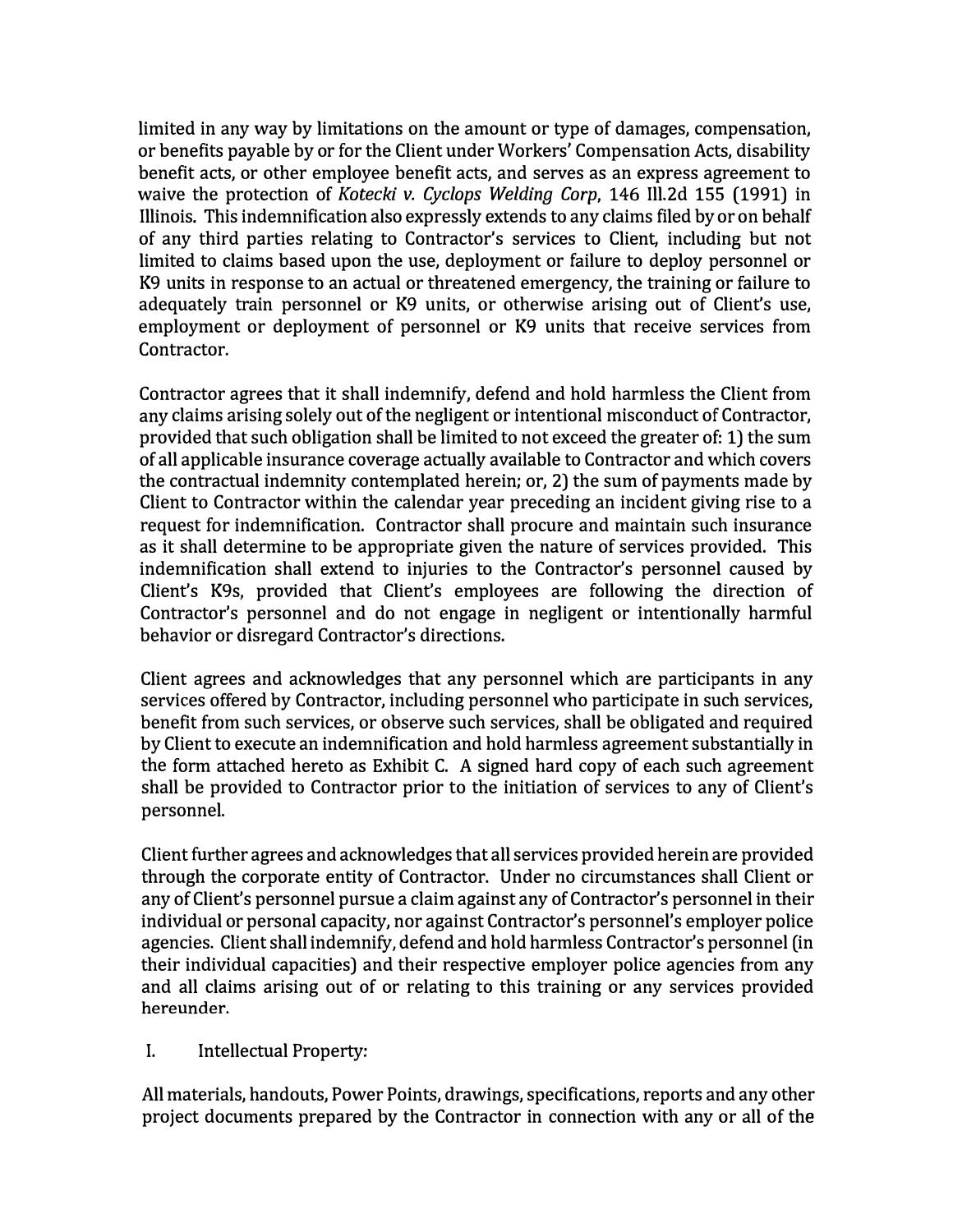limited in any way by limitations on the amount or type of damages, compensation, or benefits payable by or for the Client under Workers' Compensation Acts, disability benefit acts, or other employee benefit acts, and serves as an express agreement to waive the protection of *Kotecki v. Cyclops Welding Corp*, 146 Ill.2d 155 (1991) in Illinois. This indemnification also expressly extends to any claims filed by or on behalf of any third parties relating to Contractor's services to Client, including but not limited to claims based upon the use, deployment or failure to deploy personnel or K9 units in response to an actual or threatened emergency, the training or failure to adequately train personnel or K9 units, or otherwise arising out of Client's use, employment or deployment of personnel or K9 units that receive services from Contractor.

Contractor agrees that it shall indemnify, defend and hold harmless the Client from any claims arising solely out of the negligent or intentional misconduct of Contractor, provided that such obligation shall be limited to not exceed the greater of: 1) the sum of all applicable insurance coverage actually available to Contractor and which covers the contractual indemnity contemplated herein; or, 2) the sum of payments made by Client to Contractor within the calendar year preceding an incident giving rise to a request for indemnification. Contractor shall procure and maintain such insurance as it shall determine to be appropriate given the nature of services provided. This indemnification shall extend to injuries to the Contractor's personnel caused by Client's K9s, provided that Client's employees are following the direction of Contractor's personnel and do not engage in negligent or intentionally harmful behavior or disregard Contractor's directions.

Client agrees and acknowledges that any personnel which are participants in any services offered by Contractor, including personnel who participate in such services, benefit from such services, or observe such services, shall be obligated and required by Client to execute an indemnification and hold harmless agreement substantially in the form attached hereto as Exhibit C. A signed hard copy of each such agreement shall be provided to Contractor prior to the initiation of services to any of Client's personnel.

Client further agrees and acknowledges that all services provided herein are provided through the corporate entity of Contractor. Under no circumstances shall Client or any of Client's personnel pursue a claim against any of Contractor's personnel in their individual or personal capacity, nor against Contractor's personnel's employer police agencies. Client shall indemnify, defend and hold harmless Contractor's personnel (in their individual capacities) and their respective employer police agencies from any and all claims arising out of or relating to this training or any services provided hereunder.

I. Intellectual Property:

All materials, handouts, Power Points, drawings, specifications, reports and any other project documents prepared by the Contractor in connection with any or all of the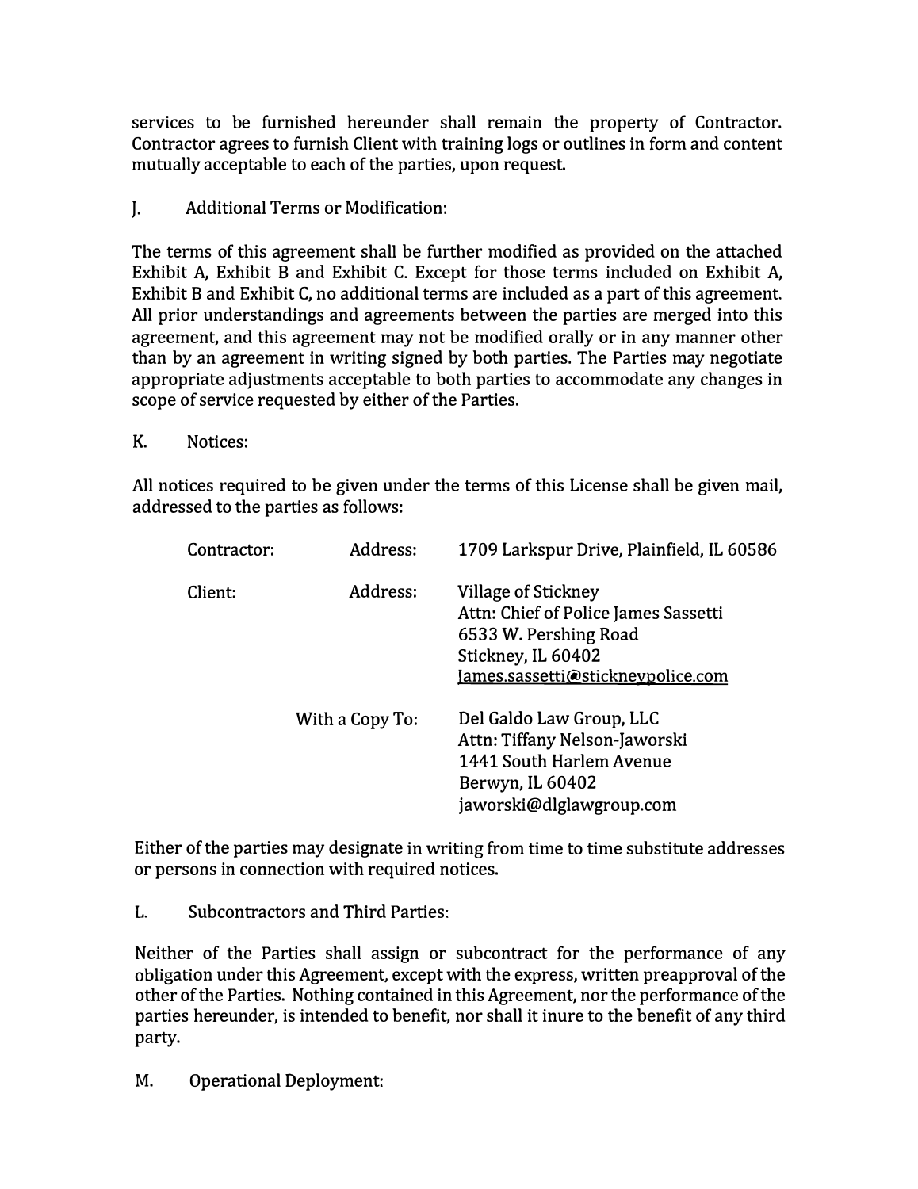services to be furnished hereunder shall remain the property of Contractor. Contractor agrees to furnish Client with training logs or outlines in form and content mutually acceptable to each of the parties, upon request.

J. Additional Terms or Modification:

The terms of this agreement shall be further modified as provided on the attached Exhibit A, Exhibit B and Exhibit C. Except for those terms included on Exhibit A, Exhibit B and Exhibit C, no additional terms are included as a part of this agreement. All prior understandings and agreements between the parties are merged into this agreement, and this agreement may not be modified orally or in any manner other than by an agreement in writing signed by both parties. The Parties may negotiate appropriate adjustments acceptable to both parties to accommodate any changes in scope of service requested by either of the Parties.

K. Notices:

All notices required to be given under the terms of this License shall be given mail, addressed to the parties as follows:

| | | |
|---|---|---|
| Contractor: | Address: | 1709 Larkspur Drive, Plainfield, IL 60586 |
| Client: | Address: | Village of Stickney<br>Attn: Chief of Police James Sassetti<br>6533 W. Pershing Road<br>Stickney, IL 60402<br>James.sassetti@stickneypolice.com |
| | With a Copy To: | Del Galdo Law Group, LLC<br>Attn: Tiffany Nelson-Jaworski<br>1441 South Harlem Avenue<br>Berwyn, IL 60402<br>jaworski@dlglawgroup.com |

Either of the parties may designate in writing from time to time substitute addresses or persons in connection with required notices.

L. Subcontractors and Third Parties:

Neither of the Parties shall assign or subcontract for the performance of any obligation under this Agreement, except with the express, written preapproval of the other of the Parties. Nothing contained in this Agreement, nor the performance of the parties hereunder, is intended to benefit, nor shall it inure to the benefit of any third party.

M. Operational Deployment: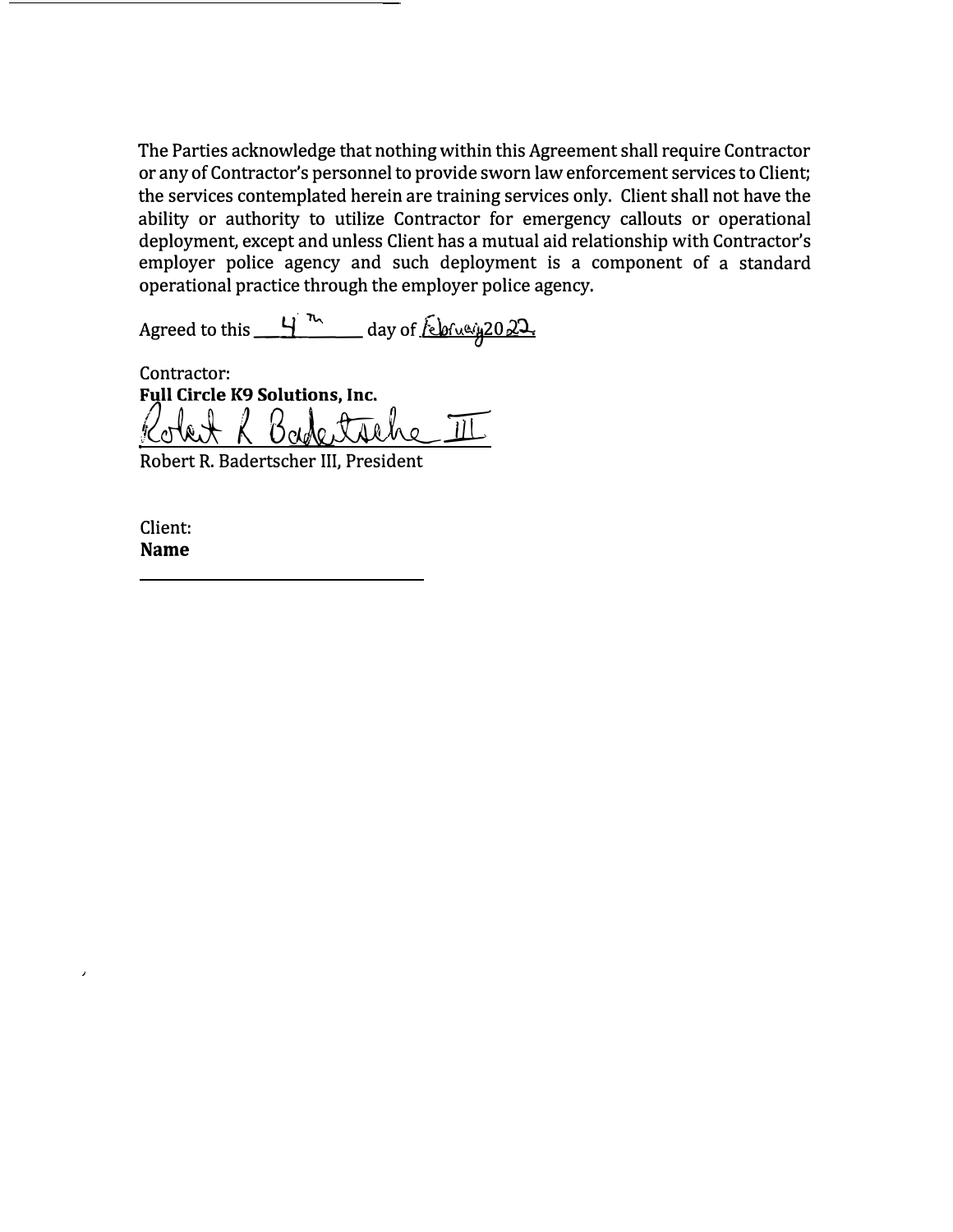The Parties acknowledge that nothing within this Agreement shall require Contractor or any of Contractor's personnel to provide sworn law enforcement services to Client; the services contemplated herein are training services only. Client shall not have the ability or authority to utilize Contractor for emergency callouts or operational deployment, except and unless Client has a mutual aid relationship with Contractor's employer police agency and such deployment is a component of a standard operational practice through the employer police agency.

Agreed to this 4th day of February 2022.

Contractor:
**Full Circle K9 Solutions, Inc.**

Robert R Badertscher III

Robert R. Badertscher III, President

Client:
**Name**

\_\_\_\_\_\_\_\_\_\_\_\_\_\_\_\_\_\_\_\_\_\_\_\_\_\_\_\_\_\_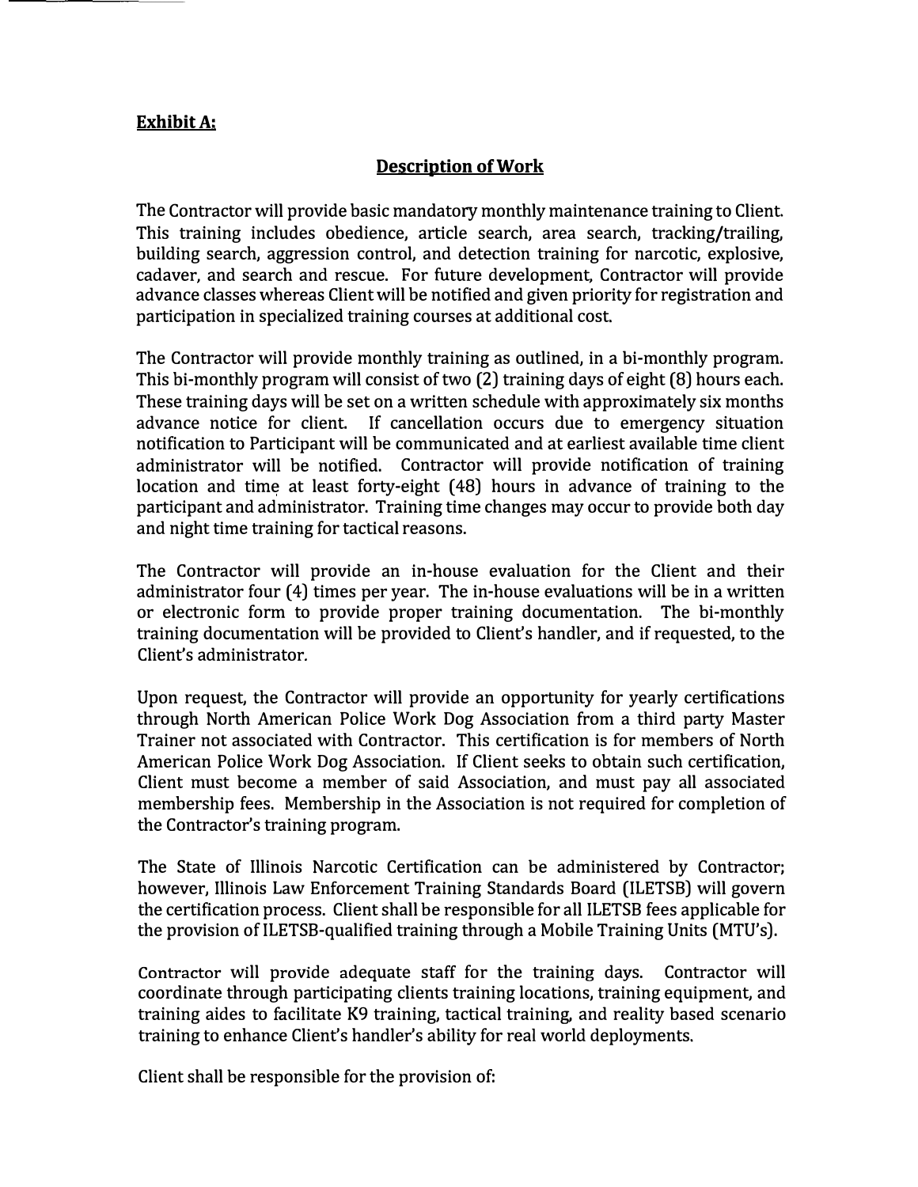**Exhibit A:**

## Description of Work

The Contractor will provide basic mandatory monthly maintenance training to Client. This training includes obedience, article search, area search, tracking/trailing, building search, aggression control, and detection training for narcotic, explosive, cadaver, and search and rescue. For future development, Contractor will provide advance classes whereas Client will be notified and given priority for registration and participation in specialized training courses at additional cost.

The Contractor will provide monthly training as outlined, in a bi-monthly program. This bi-monthly program will consist of two (2) training days of eight (8) hours each. These training days will be set on a written schedule with approximately six months advance notice for client. If cancellation occurs due to emergency situation notification to Participant will be communicated and at earliest available time client administrator will be notified. Contractor will provide notification of training location and time at least forty-eight (48) hours in advance of training to the participant and administrator. Training time changes may occur to provide both day and night time training for tactical reasons.

The Contractor will provide an in-house evaluation for the Client and their administrator four (4) times per year. The in-house evaluations will be in a written or electronic form to provide proper training documentation. The bi-monthly training documentation will be provided to Client's handler, and if requested, to the Client's administrator.

Upon request, the Contractor will provide an opportunity for yearly certifications through North American Police Work Dog Association from a third party Master Trainer not associated with Contractor. This certification is for members of North American Police Work Dog Association. If Client seeks to obtain such certification, Client must become a member of said Association, and must pay all associated membership fees. Membership in the Association is not required for completion of the Contractor's training program.

The State of Illinois Narcotic Certification can be administered by Contractor; however, Illinois Law Enforcement Training Standards Board (ILETSB) will govern the certification process. Client shall be responsible for all ILETSB fees applicable for the provision of ILETSB-qualified training through a Mobile Training Units (MTU's).

Contractor will provide adequate staff for the training days. Contractor will coordinate through participating clients training locations, training equipment, and training aides to facilitate K9 training, tactical training, and reality based scenario training to enhance Client's handler's ability for real world deployments.

Client shall be responsible for the provision of: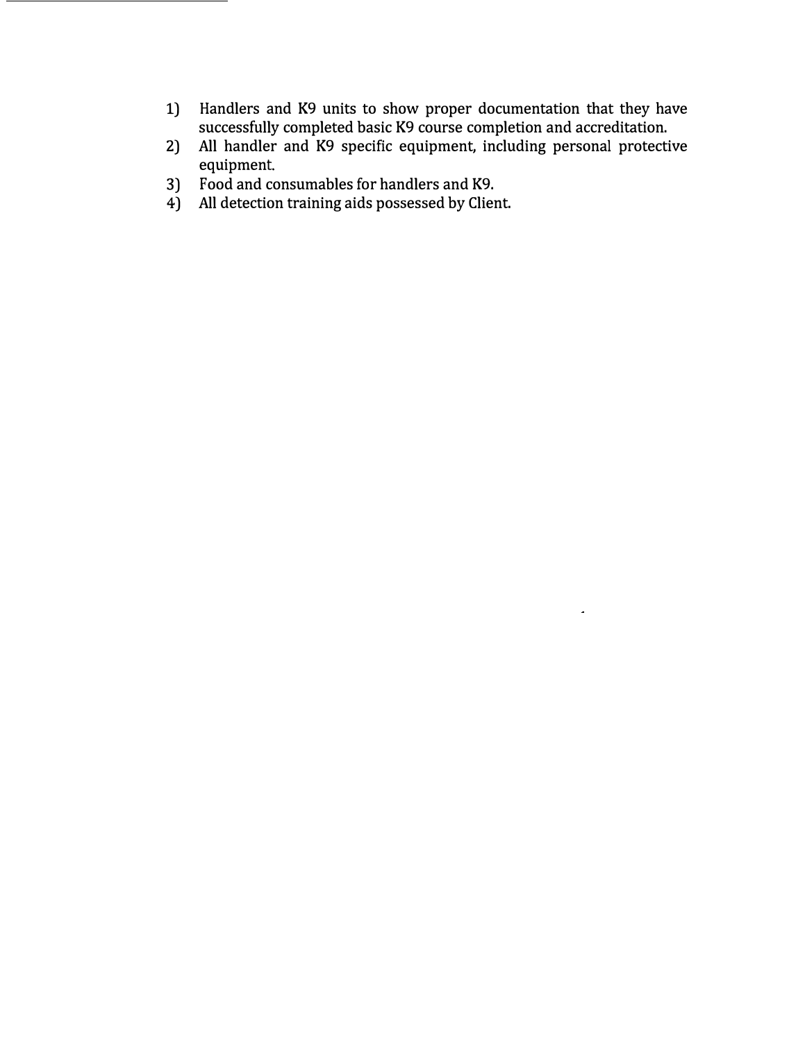1) Handlers and K9 units to show proper documentation that they have successfully completed basic K9 course completion and accreditation.
2) All handler and K9 specific equipment, including personal protective equipment.
3) Food and consumables for handlers and K9.
4) All detection training aids possessed by Client.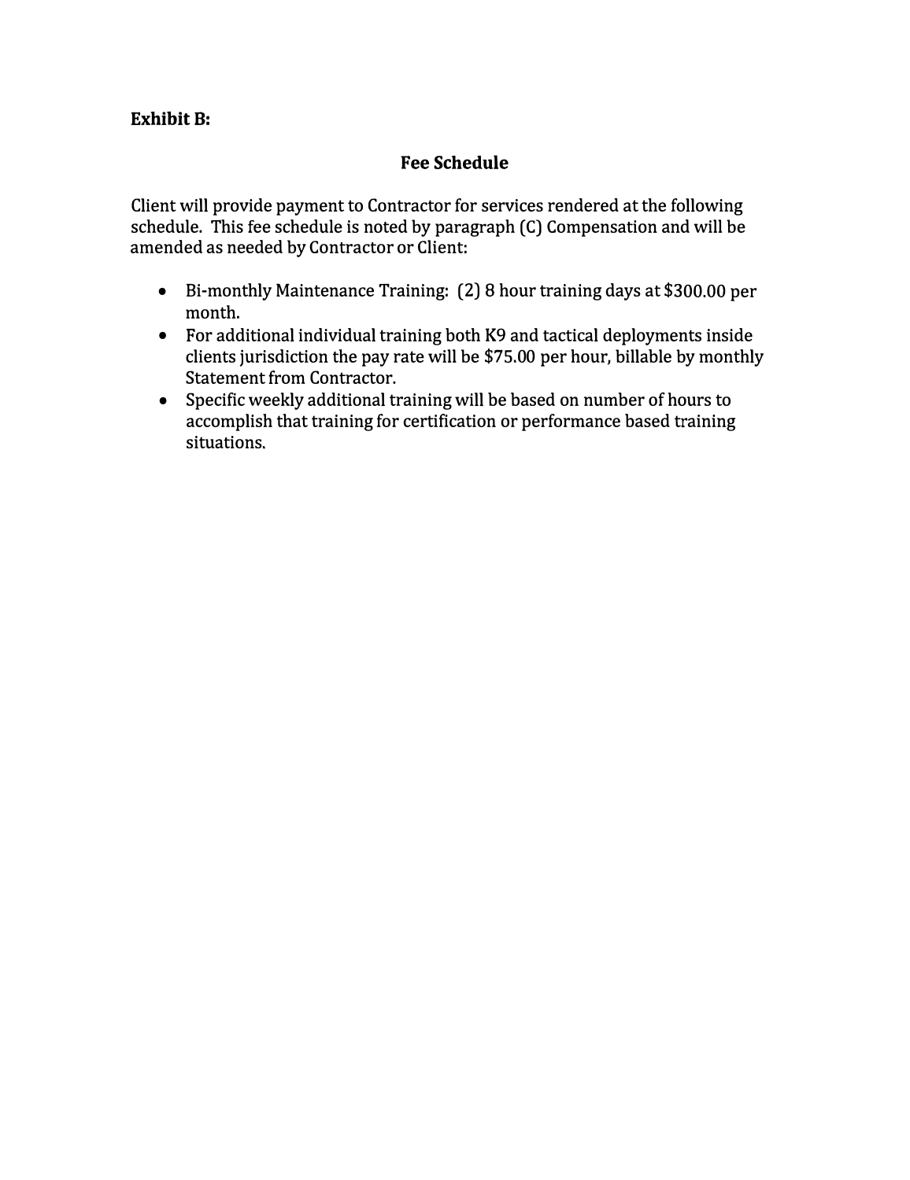**Exhibit B:**

## Fee Schedule

Client will provide payment to Contractor for services rendered at the following schedule. This fee schedule is noted by paragraph (C) Compensation and will be amended as needed by Contractor or Client:

- Bi-monthly Maintenance Training: (2) 8 hour training days at $300.00 per month.
- For additional individual training both K9 and tactical deployments inside clients jurisdiction the pay rate will be $75.00 per hour, billable by monthly Statement from Contractor.
- Specific weekly additional training will be based on number of hours to accomplish that training for certification or performance based training situations.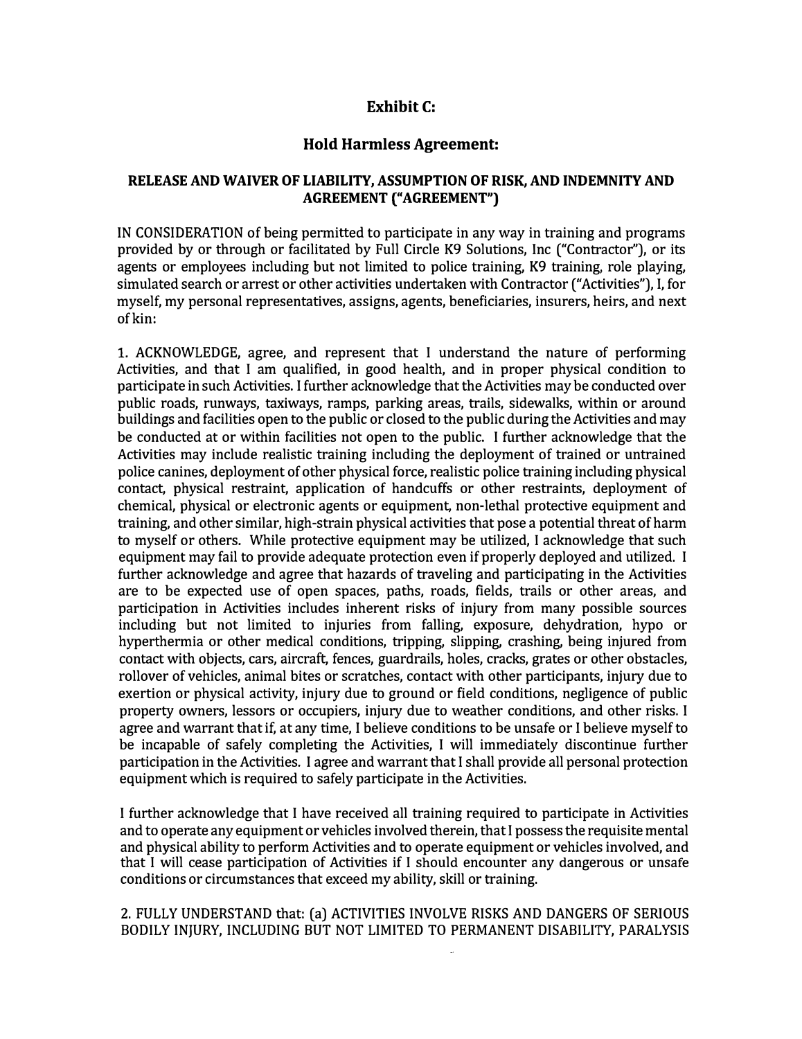## Exhibit C:

## Hold Harmless Agreement:

### RELEASE AND WAIVER OF LIABILITY, ASSUMPTION OF RISK, AND INDEMNITY AND AGREEMENT ("AGREEMENT")

IN CONSIDERATION of being permitted to participate in any way in training and programs provided by or through or facilitated by Full Circle K9 Solutions, Inc ("Contractor"), or its agents or employees including but not limited to police training, K9 training, role playing, simulated search or arrest or other activities undertaken with Contractor ("Activities"), I, for myself, my personal representatives, assigns, agents, beneficiaries, insurers, heirs, and next of kin:

1. ACKNOWLEDGE, agree, and represent that I understand the nature of performing Activities, and that I am qualified, in good health, and in proper physical condition to participate in such Activities. I further acknowledge that the Activities may be conducted over public roads, runways, taxiways, ramps, parking areas, trails, sidewalks, within or around buildings and facilities open to the public or closed to the public during the Activities and may be conducted at or within facilities not open to the public. I further acknowledge that the Activities may include realistic training including the deployment of trained or untrained police canines, deployment of other physical force, realistic police training including physical contact, physical restraint, application of handcuffs or other restraints, deployment of chemical, physical or electronic agents or equipment, non-lethal protective equipment and training, and other similar, high-strain physical activities that pose a potential threat of harm to myself or others. While protective equipment may be utilized, I acknowledge that such equipment may fail to provide adequate protection even if properly deployed and utilized. I further acknowledge and agree that hazards of traveling and participating in the Activities are to be expected use of open spaces, paths, roads, fields, trails or other areas, and participation in Activities includes inherent risks of injury from many possible sources including but not limited to injuries from falling, exposure, dehydration, hypo or hyperthermia or other medical conditions, tripping, slipping, crashing, being injured from contact with objects, cars, aircraft, fences, guardrails, holes, cracks, grates or other obstacles, rollover of vehicles, animal bites or scratches, contact with other participants, injury due to exertion or physical activity, injury due to ground or field conditions, negligence of public property owners, lessors or occupiers, injury due to weather conditions, and other risks. I agree and warrant that if, at any time, I believe conditions to be unsafe or I believe myself to be incapable of safely completing the Activities, I will immediately discontinue further participation in the Activities. I agree and warrant that I shall provide all personal protection equipment which is required to safely participate in the Activities.

I further acknowledge that I have received all training required to participate in Activities and to operate any equipment or vehicles involved therein, that I possess the requisite mental and physical ability to perform Activities and to operate equipment or vehicles involved, and that I will cease participation of Activities if I should encounter any dangerous or unsafe conditions or circumstances that exceed my ability, skill or training.

2. FULLY UNDERSTAND that: (a) ACTIVITIES INVOLVE RISKS AND DANGERS OF SERIOUS BODILY INJURY, INCLUDING BUT NOT LIMITED TO PERMANENT DISABILITY, PARALYSIS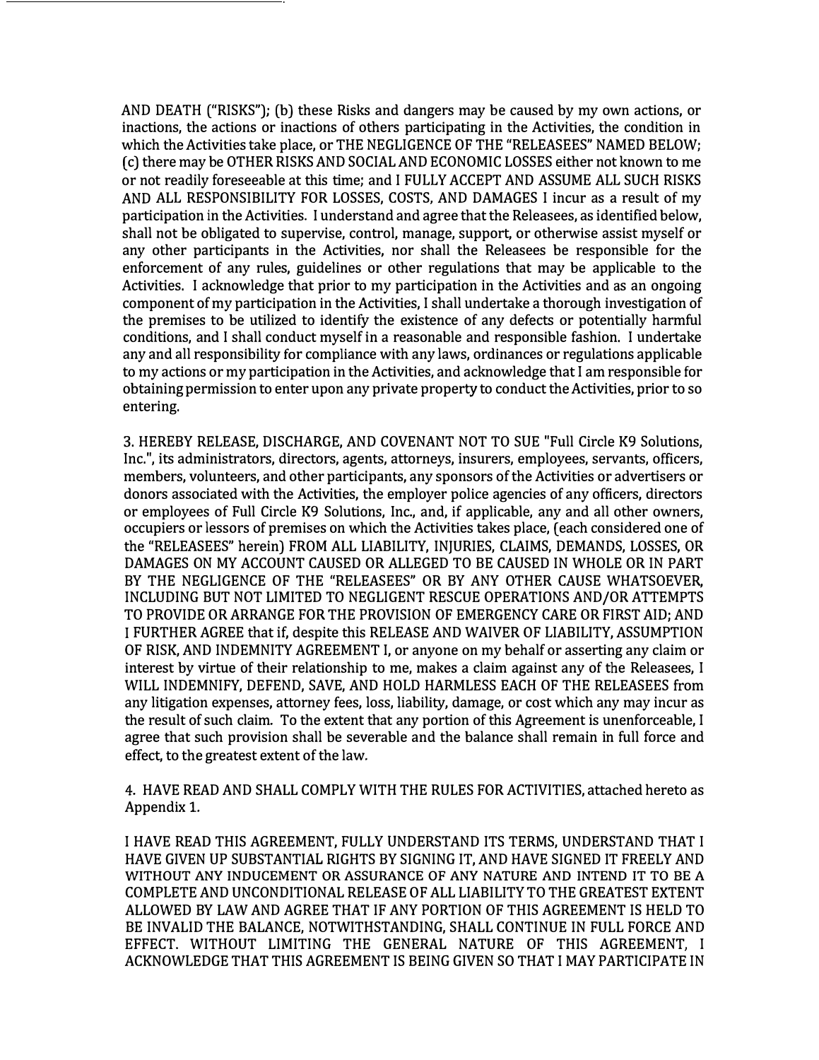AND DEATH ("RISKS"); (b) these Risks and dangers may be caused by my own actions, or inactions, the actions or inactions of others participating in the Activities, the condition in which the Activities take place, or THE NEGLIGENCE OF THE "RELEASEES" NAMED BELOW; (c) there may be OTHER RISKS AND SOCIAL AND ECONOMIC LOSSES either not known to me or not readily foreseeable at this time; and I FULLY ACCEPT AND ASSUME ALL SUCH RISKS AND ALL RESPONSIBILITY FOR LOSSES, COSTS, AND DAMAGES I incur as a result of my participation in the Activities. I understand and agree that the Releasees, as identified below, shall not be obligated to supervise, control, manage, support, or otherwise assist myself or any other participants in the Activities, nor shall the Releasees be responsible for the enforcement of any rules, guidelines or other regulations that may be applicable to the Activities. I acknowledge that prior to my participation in the Activities and as an ongoing component of my participation in the Activities, I shall undertake a thorough investigation of the premises to be utilized to identify the existence of any defects or potentially harmful conditions, and I shall conduct myself in a reasonable and responsible fashion. I undertake any and all responsibility for compliance with any laws, ordinances or regulations applicable to my actions or my participation in the Activities, and acknowledge that I am responsible for obtaining permission to enter upon any private property to conduct the Activities, prior to so entering.

3. HEREBY RELEASE, DISCHARGE, AND COVENANT NOT TO SUE "Full Circle K9 Solutions, Inc.", its administrators, directors, agents, attorneys, insurers, employees, servants, officers, members, volunteers, and other participants, any sponsors of the Activities or advertisers or donors associated with the Activities, the employer police agencies of any officers, directors or employees of Full Circle K9 Solutions, Inc., and, if applicable, any and all other owners, occupiers or lessors of premises on which the Activities takes place, (each considered one of the "RELEASEES" herein) FROM ALL LIABILITY, INJURIES, CLAIMS, DEMANDS, LOSSES, OR DAMAGES ON MY ACCOUNT CAUSED OR ALLEGED TO BE CAUSED IN WHOLE OR IN PART BY THE NEGLIGENCE OF THE "RELEASEES" OR BY ANY OTHER CAUSE WHATSOEVER, INCLUDING BUT NOT LIMITED TO NEGLIGENT RESCUE OPERATIONS AND/OR ATTEMPTS TO PROVIDE OR ARRANGE FOR THE PROVISION OF EMERGENCY CARE OR FIRST AID; AND I FURTHER AGREE that if, despite this RELEASE AND WAIVER OF LIABILITY, ASSUMPTION OF RISK, AND INDEMNITY AGREEMENT I, or anyone on my behalf or asserting any claim or interest by virtue of their relationship to me, makes a claim against any of the Releasees, I WILL INDEMNIFY, DEFEND, SAVE, AND HOLD HARMLESS EACH OF THE RELEASEES from any litigation expenses, attorney fees, loss, liability, damage, or cost which any may incur as the result of such claim. To the extent that any portion of this Agreement is unenforceable, I agree that such provision shall be severable and the balance shall remain in full force and effect, to the greatest extent of the law.

4. HAVE READ AND SHALL COMPLY WITH THE RULES FOR ACTIVITIES, attached hereto as Appendix 1.

I HAVE READ THIS AGREEMENT, FULLY UNDERSTAND ITS TERMS, UNDERSTAND THAT I HAVE GIVEN UP SUBSTANTIAL RIGHTS BY SIGNING IT, AND HAVE SIGNED IT FREELY AND WITHOUT ANY INDUCEMENT OR ASSURANCE OF ANY NATURE AND INTEND IT TO BE A COMPLETE AND UNCONDITIONAL RELEASE OF ALL LIABILITY TO THE GREATEST EXTENT ALLOWED BY LAW AND AGREE THAT IF ANY PORTION OF THIS AGREEMENT IS HELD TO BE INVALID THE BALANCE, NOTWITHSTANDING, SHALL CONTINUE IN FULL FORCE AND EFFECT. WITHOUT LIMITING THE GENERAL NATURE OF THIS AGREEMENT, I ACKNOWLEDGE THAT THIS AGREEMENT IS BEING GIVEN SO THAT I MAY PARTICIPATE IN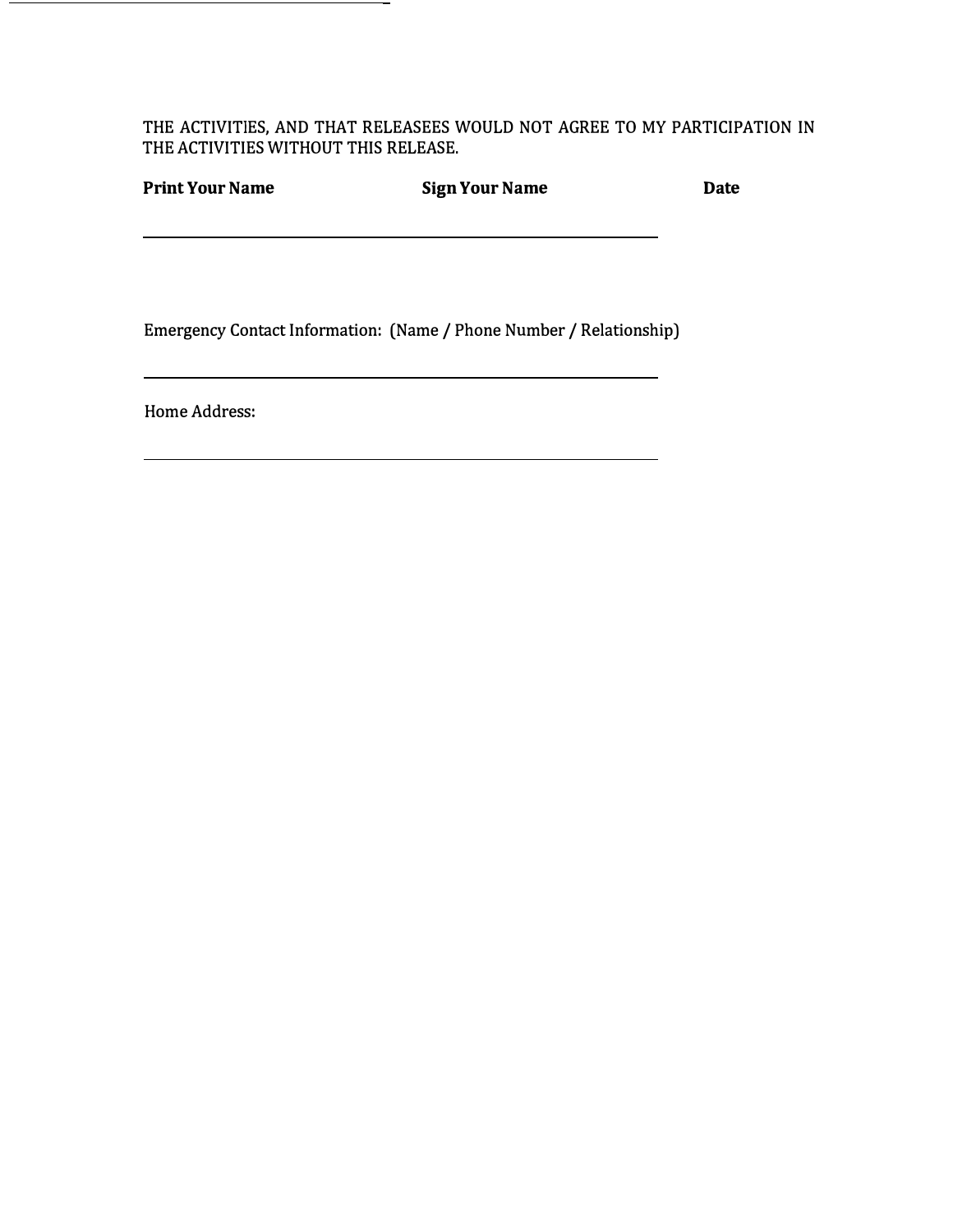THE ACTIVITIES, AND THAT RELEASEES WOULD NOT AGREE TO MY PARTICIPATION IN THE ACTIVITIES WITHOUT THIS RELEASE.

**Print Your Name** **Sign Your Name** **Date**

\_\_\_\_\_\_\_\_\_\_\_\_\_\_\_\_\_\_\_\_\_\_\_\_\_\_\_\_\_\_\_\_\_\_\_\_\_\_\_\_\_\_\_\_\_\_\_\_\_\_\_\_\_\_\_\_

Emergency Contact Information: (Name / Phone Number / Relationship)

\_\_\_\_\_\_\_\_\_\_\_\_\_\_\_\_\_\_\_\_\_\_\_\_\_\_\_\_\_\_\_\_\_\_\_\_\_\_\_\_\_\_\_\_\_\_\_\_\_\_\_\_\_\_\_\_

Home Address:

\_\_\_\_\_\_\_\_\_\_\_\_\_\_\_\_\_\_\_\_\_\_\_\_\_\_\_\_\_\_\_\_\_\_\_\_\_\_\_\_\_\_\_\_\_\_\_\_\_\_\_\_\_\_\_\_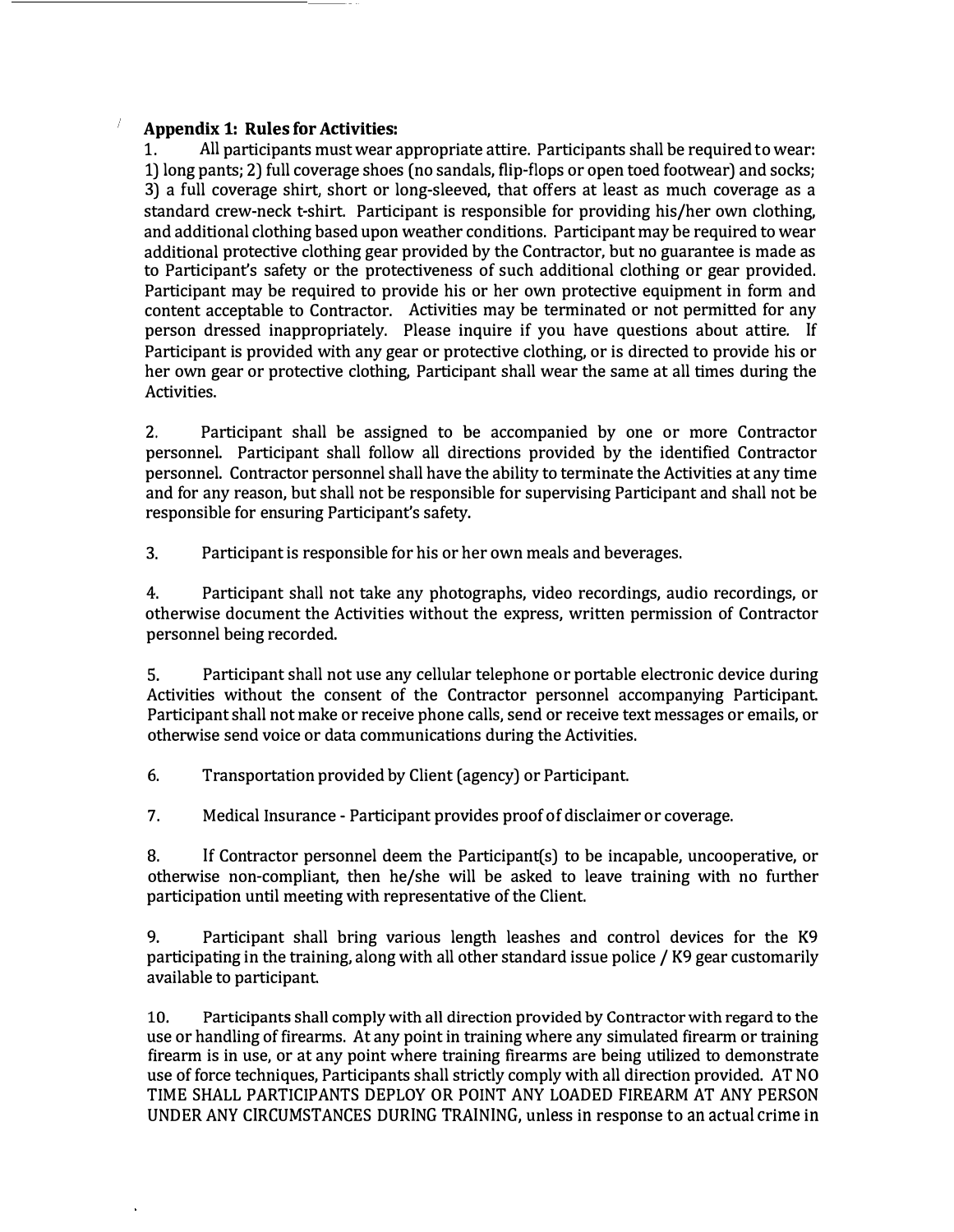**Appendix 1: Rules for Activities:**

1. All participants must wear appropriate attire. Participants shall be required to wear: 1) long pants; 2) full coverage shoes (no sandals, flip-flops or open toed footwear) and socks; 3) a full coverage shirt, short or long-sleeved, that offers at least as much coverage as a standard crew-neck t-shirt. Participant is responsible for providing his/her own clothing, and additional clothing based upon weather conditions. Participant may be required to wear additional protective clothing gear provided by the Contractor, but no guarantee is made as to Participant's safety or the protectiveness of such additional clothing or gear provided. Participant may be required to provide his or her own protective equipment in form and content acceptable to Contractor. Activities may be terminated or not permitted for any person dressed inappropriately. Please inquire if you have questions about attire. If Participant is provided with any gear or protective clothing, or is directed to provide his or her own gear or protective clothing, Participant shall wear the same at all times during the Activities.

2. Participant shall be assigned to be accompanied by one or more Contractor personnel. Participant shall follow all directions provided by the identified Contractor personnel. Contractor personnel shall have the ability to terminate the Activities at any time and for any reason, but shall not be responsible for supervising Participant and shall not be responsible for ensuring Participant's safety.

3. Participant is responsible for his or her own meals and beverages.

4. Participant shall not take any photographs, video recordings, audio recordings, or otherwise document the Activities without the express, written permission of Contractor personnel being recorded.

5. Participant shall not use any cellular telephone or portable electronic device during Activities without the consent of the Contractor personnel accompanying Participant. Participant shall not make or receive phone calls, send or receive text messages or emails, or otherwise send voice or data communications during the Activities.

6. Transportation provided by Client (agency) or Participant.

7. Medical Insurance - Participant provides proof of disclaimer or coverage.

8. If Contractor personnel deem the Participant(s) to be incapable, uncooperative, or otherwise non-compliant, then he/she will be asked to leave training with no further participation until meeting with representative of the Client.

9. Participant shall bring various length leashes and control devices for the K9 participating in the training, along with all other standard issue police / K9 gear customarily available to participant.

10. Participants shall comply with all direction provided by Contractor with regard to the use or handling of firearms. At any point in training where any simulated firearm or training firearm is in use, or at any point where training firearms are being utilized to demonstrate use of force techniques, Participants shall strictly comply with all direction provided. AT NO TIME SHALL PARTICIPANTS DEPLOY OR POINT ANY LOADED FIREARM AT ANY PERSON UNDER ANY CIRCUMSTANCES DURING TRAINING, unless in response to an actual crime in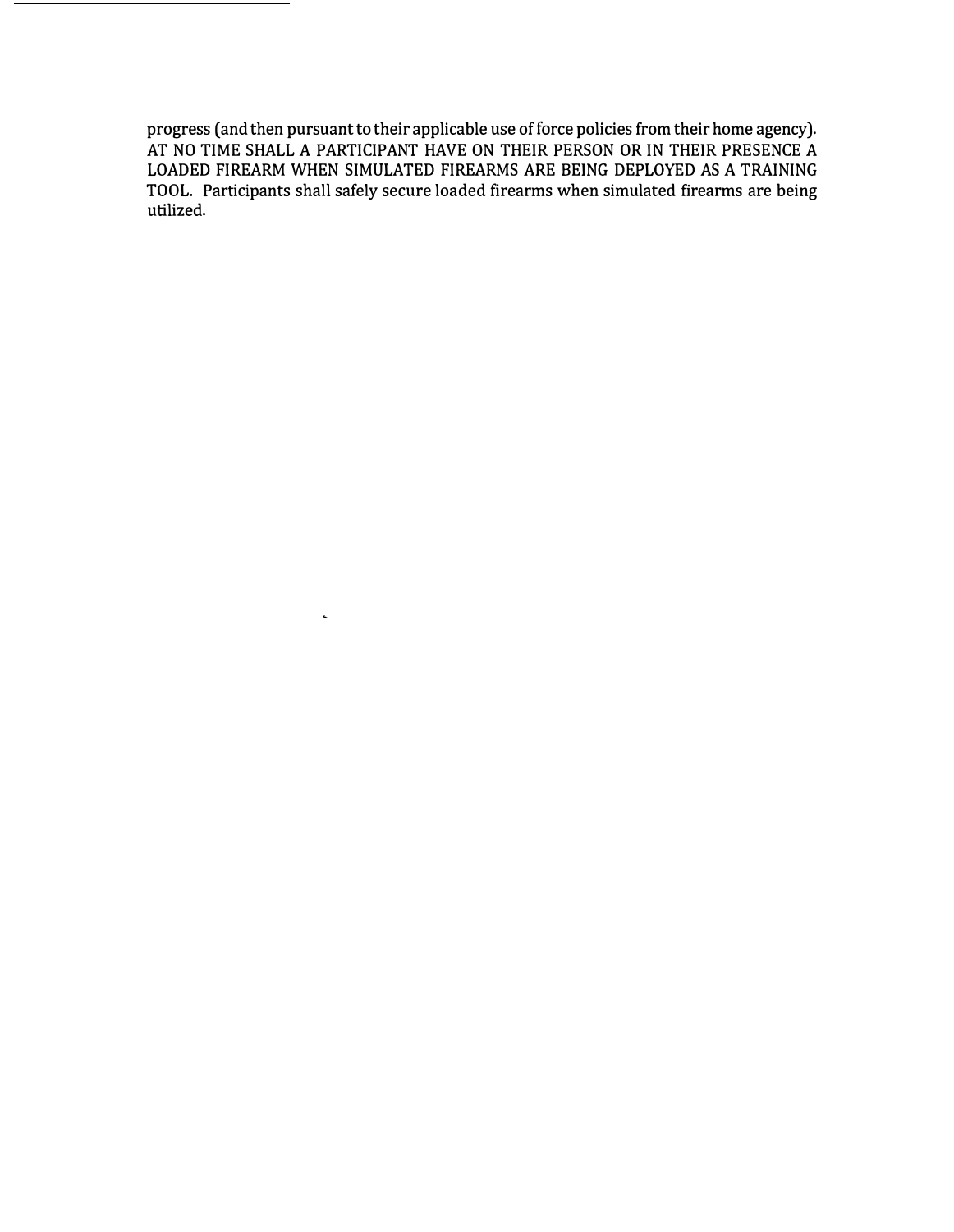progress (and then pursuant to their applicable use of force policies from their home agency). AT NO TIME SHALL A PARTICIPANT HAVE ON THEIR PERSON OR IN THEIR PRESENCE A LOADED FIREARM WHEN SIMULATED FIREARMS ARE BEING DEPLOYED AS A TRAINING TOOL. Participants shall safely secure loaded firearms when simulated firearms are being utilized.